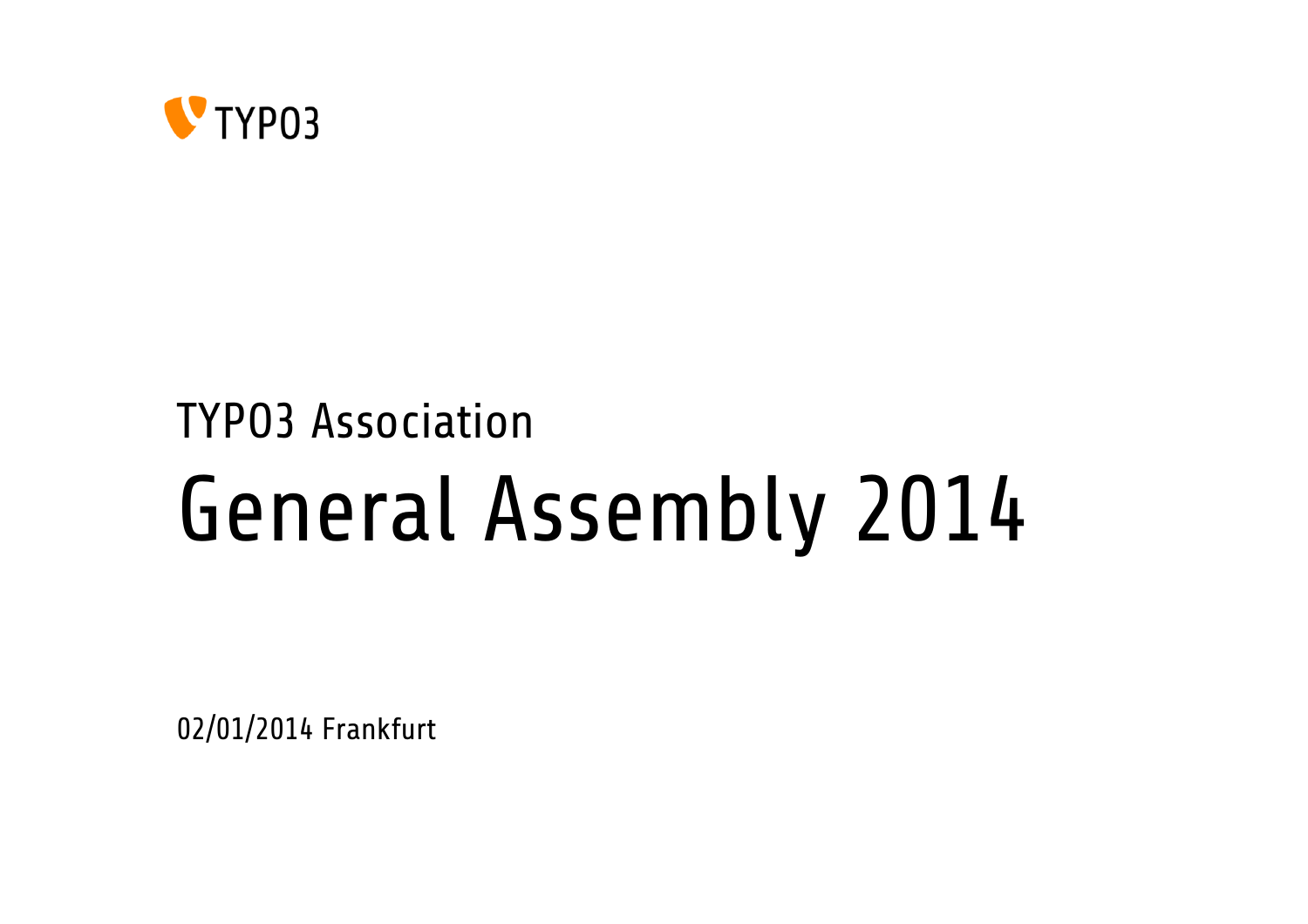TYPO3

## TYPO3 Association

# General Assembly 2014

02/01/2014 Frankfurt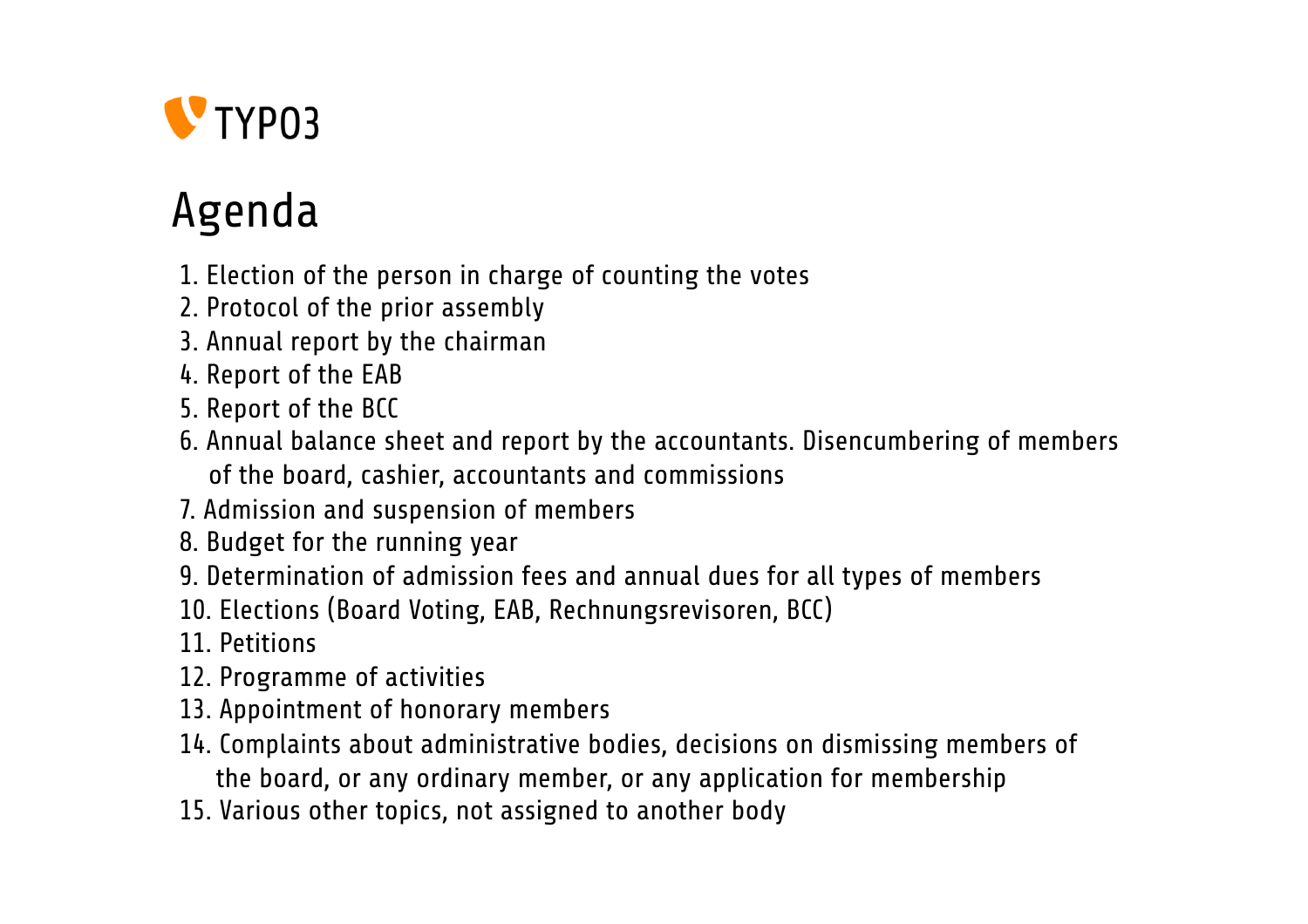TYPO3

# Agenda

1. Election of the person in charge of counting the votes
2. Protocol of the prior assembly
3. Annual report by the chairman
4. Report of the EAB
5. Report of the BCC
6. Annual balance sheet and report by the accountants. Disencumbering of members of the board, cashier, accountants and commissions
7. Admission and suspension of members
8. Budget for the running year
9. Determination of admission fees and annual dues for all types of members
10. Elections (Board Voting, EAB, Rechnungsrevisoren, BCC)
11. Petitions
12. Programme of activities
13. Appointment of honorary members
14. Complaints about administrative bodies, decisions on dismissing members of the board, or any ordinary member, or any application for membership
15. Various other topics, not assigned to another body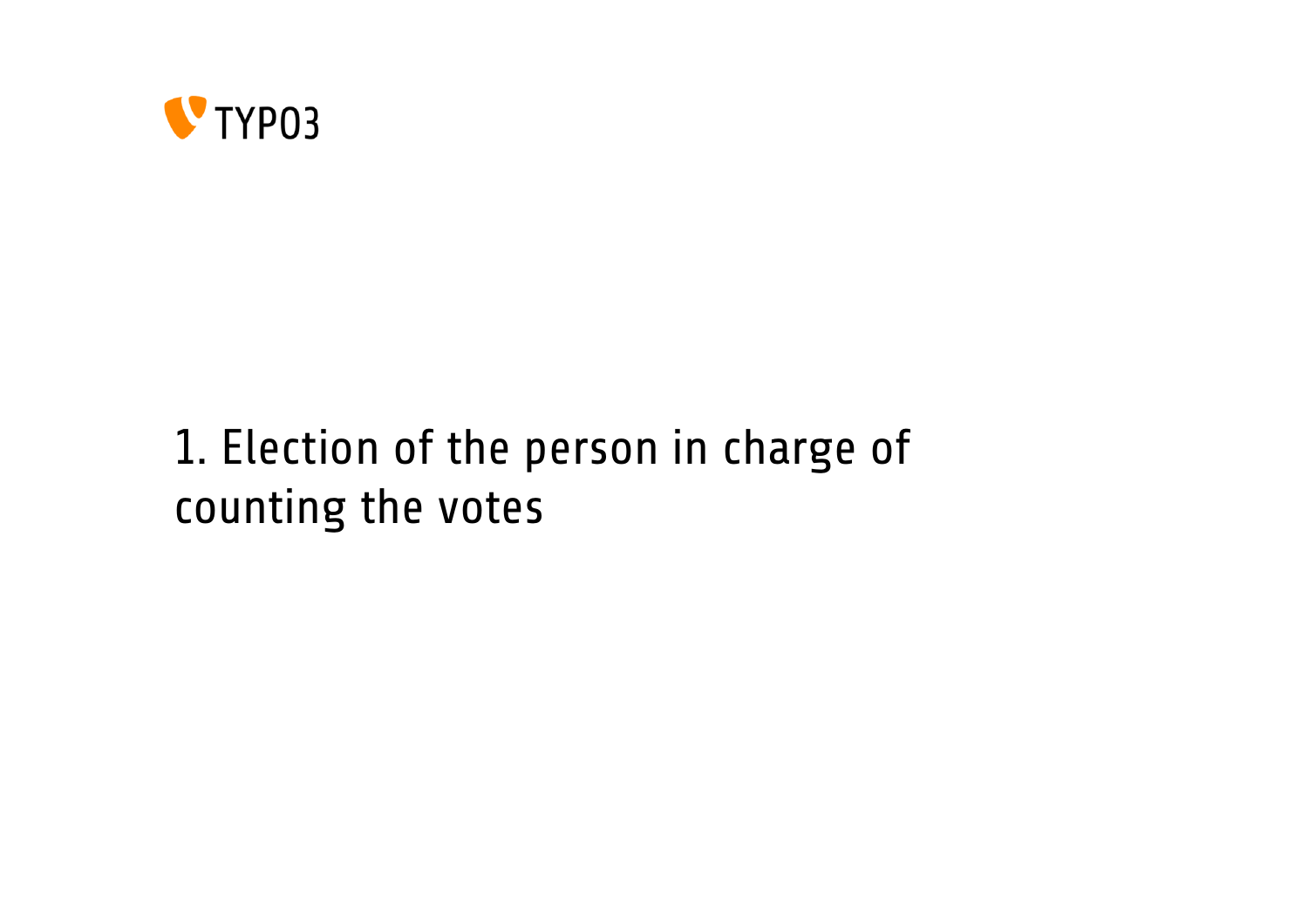# 1. Election of the person in charge of counting the votes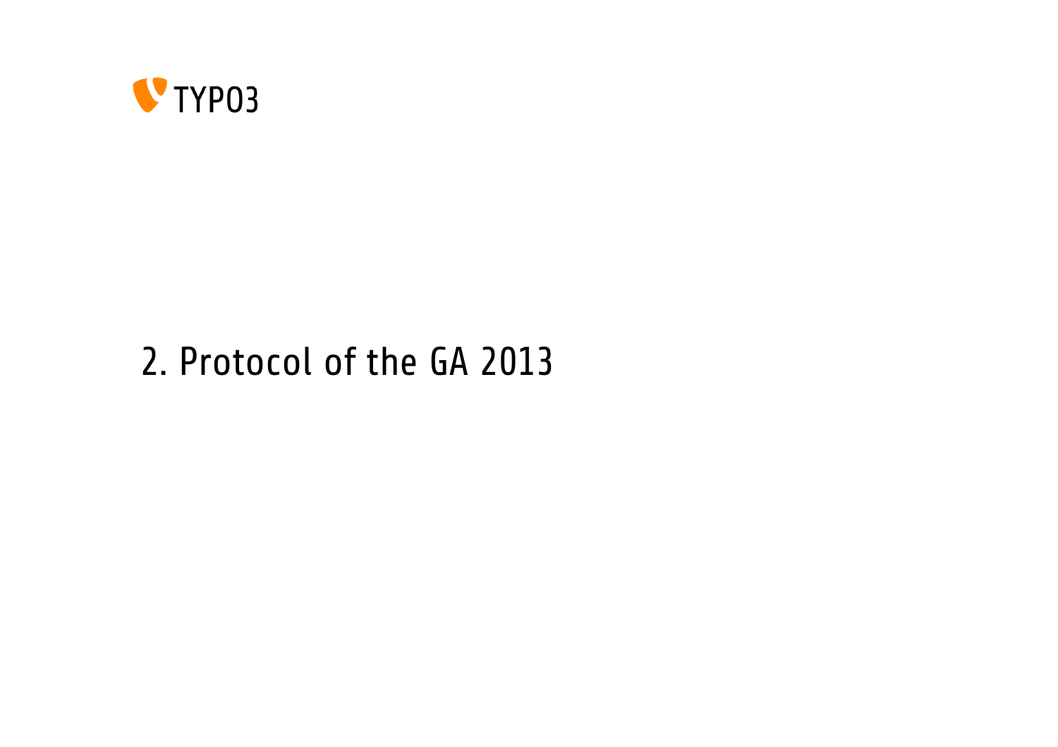# 2. Protocol of the GA 2013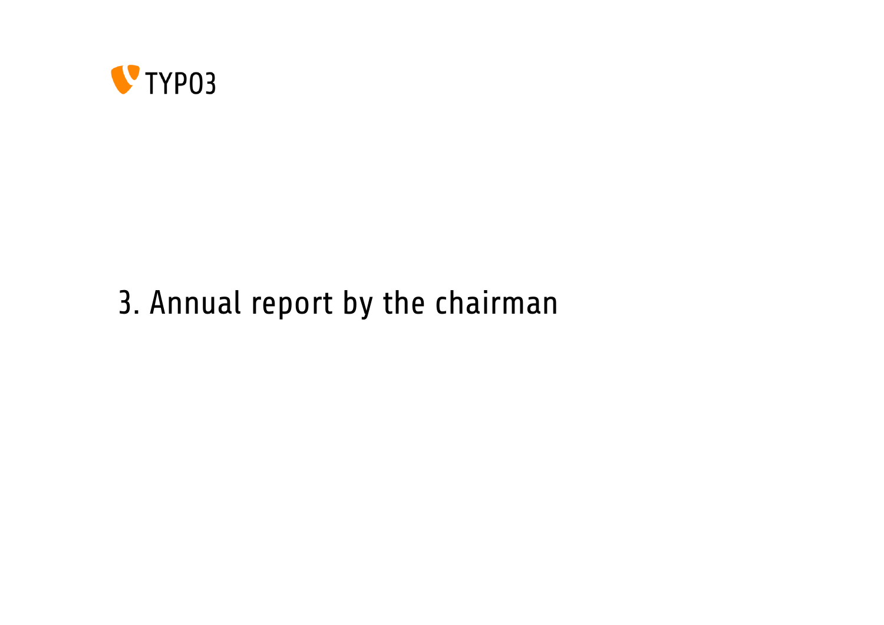# 3. Annual report by the chairman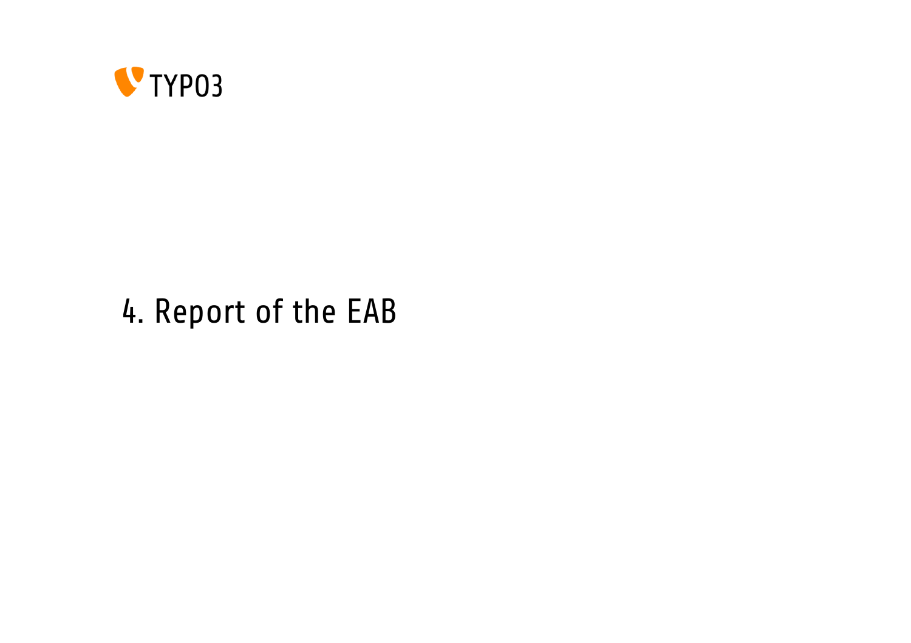# 4. Report of the EAB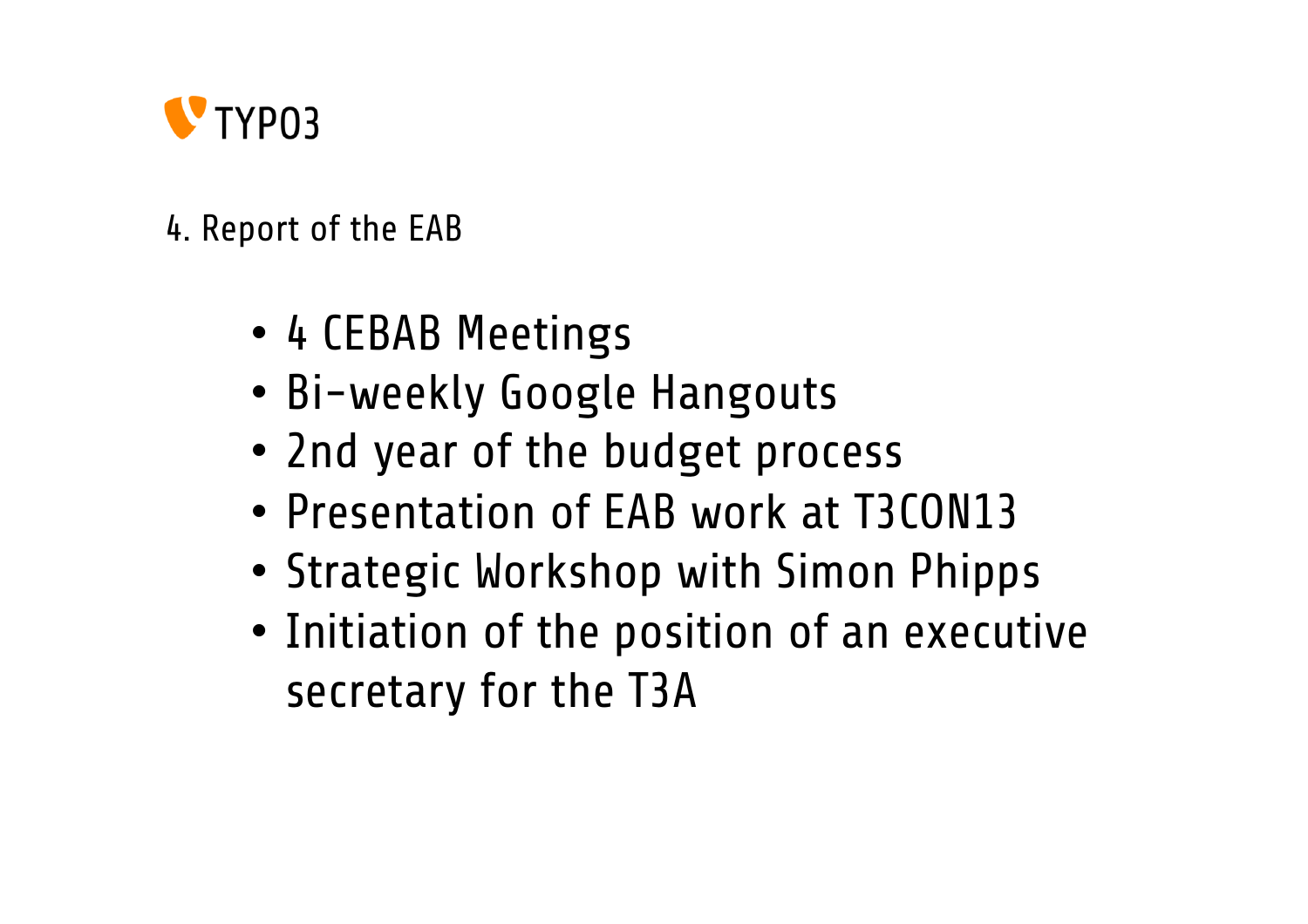## 4. Report of the EAB

- 4 CEBAB Meetings
- Bi-weekly Google Hangouts
- 2nd year of the budget process
- Presentation of EAB work at T3CON13
- Strategic Workshop with Simon Phipps
- Initiation of the position of an executive secretary for the T3A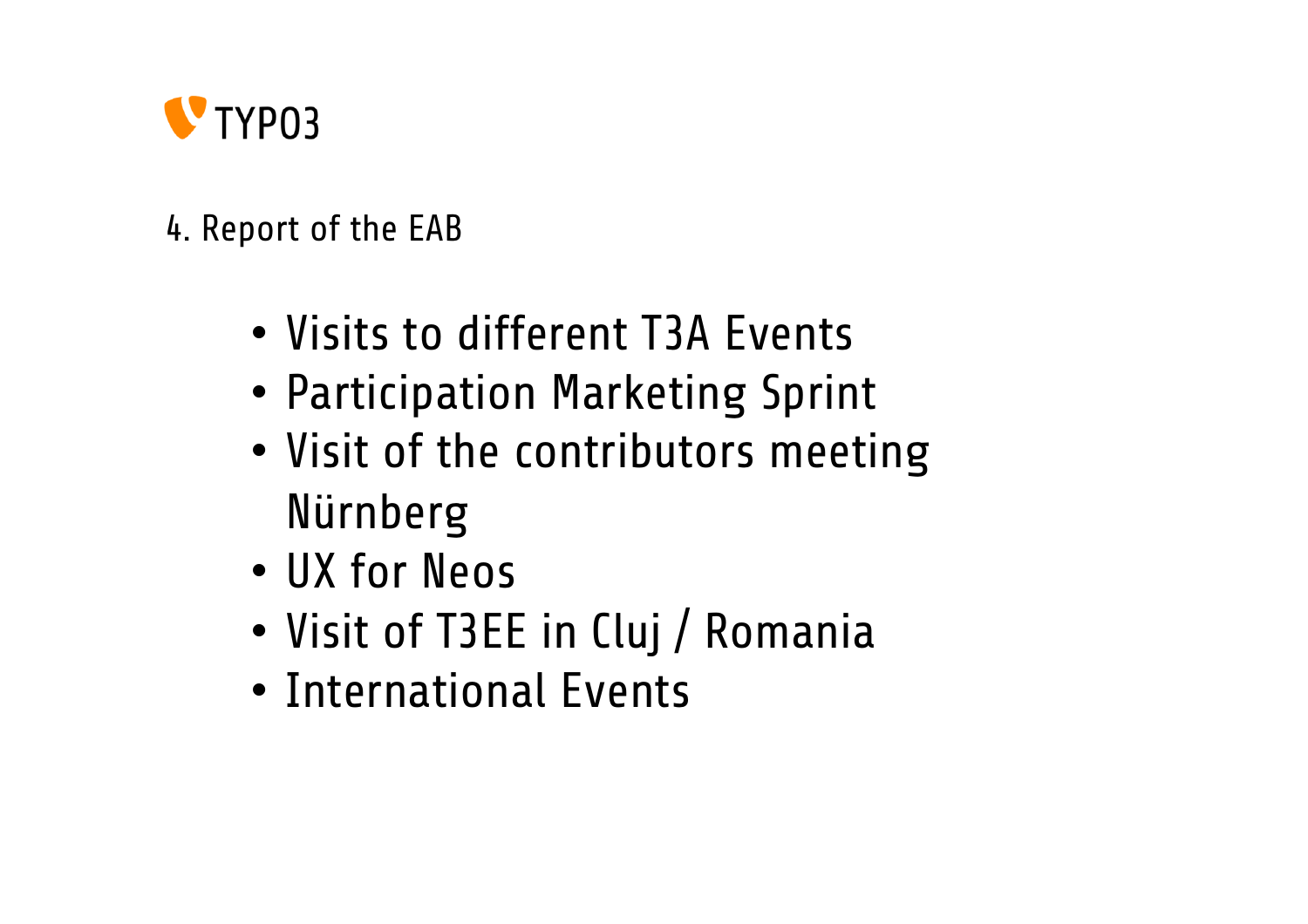TYPO3

## 4. Report of the EAB

- Visits to different T3A Events
- Participation Marketing Sprint
- Visit of the contributors meeting Nürnberg
- UX for Neos
- Visit of T3EE in Cluj / Romania
- International Events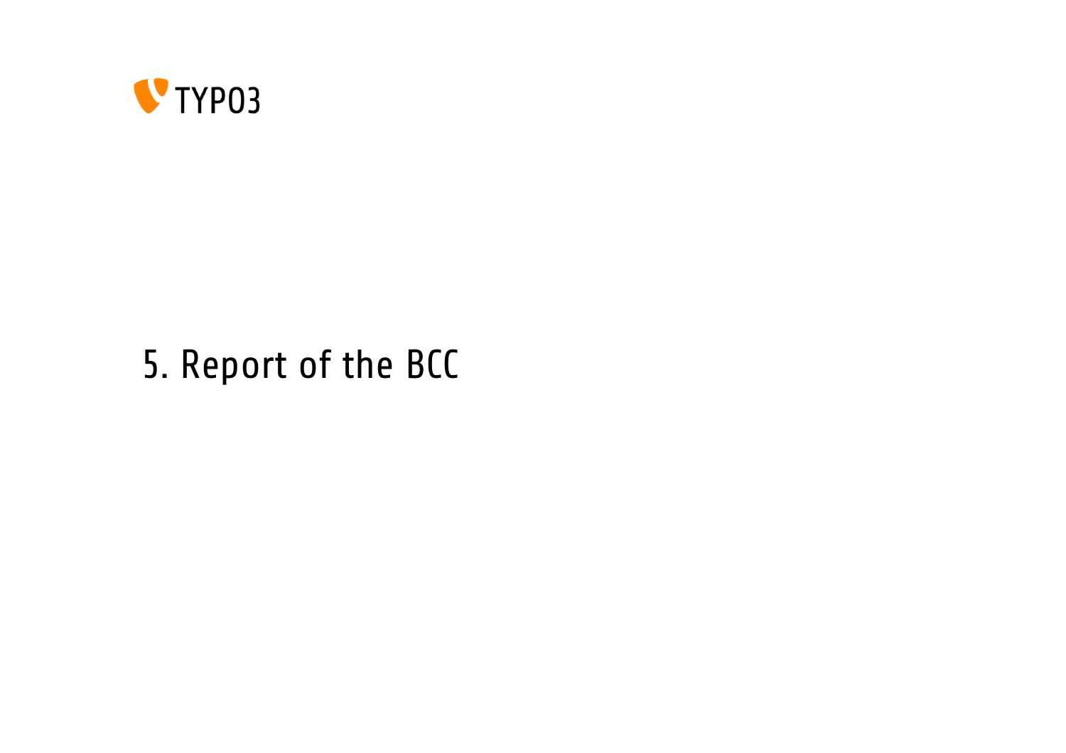# 5. Report of the BCC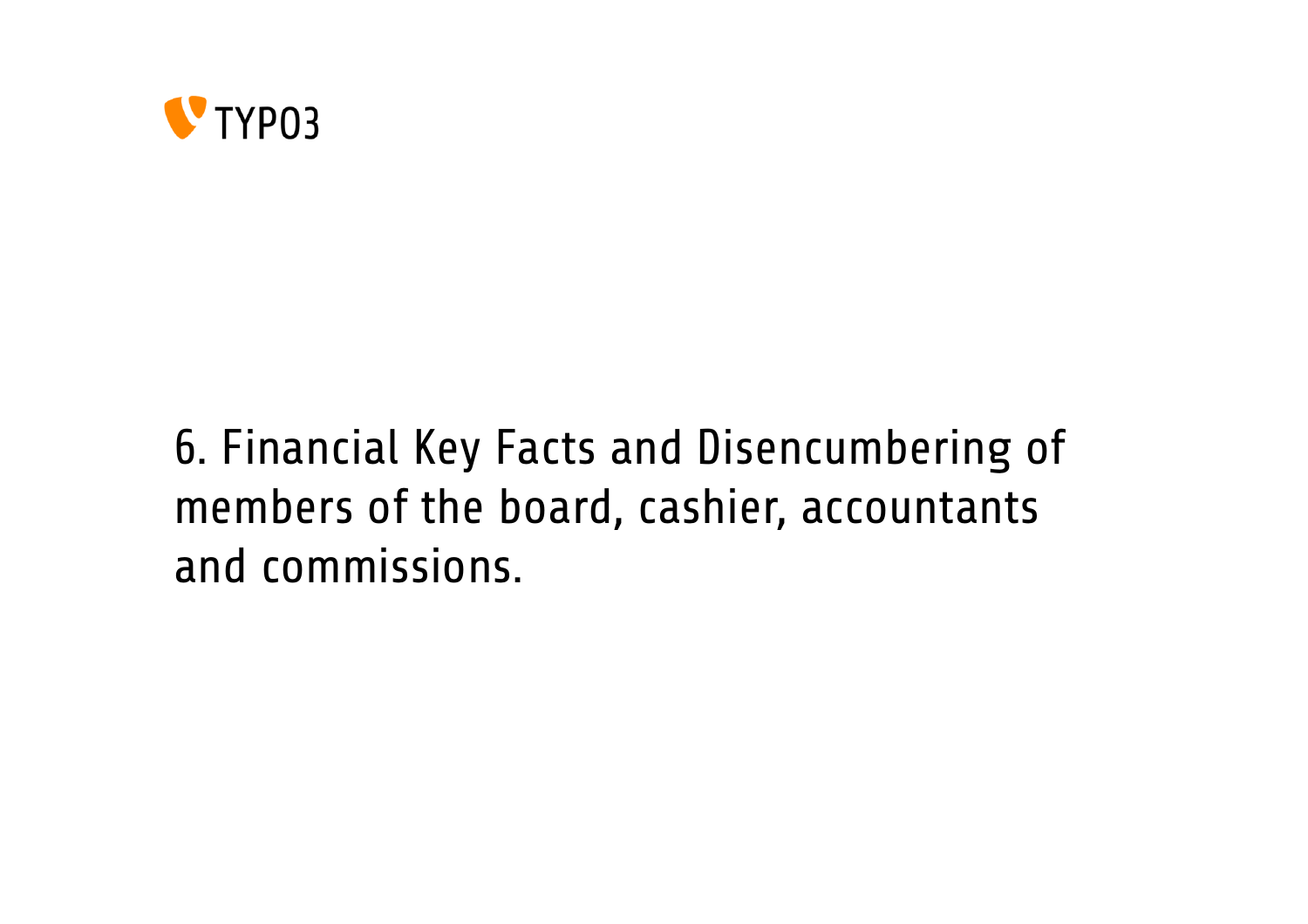# 6. Financial Key Facts and Disencumbering of members of the board, cashier, accountants and commissions.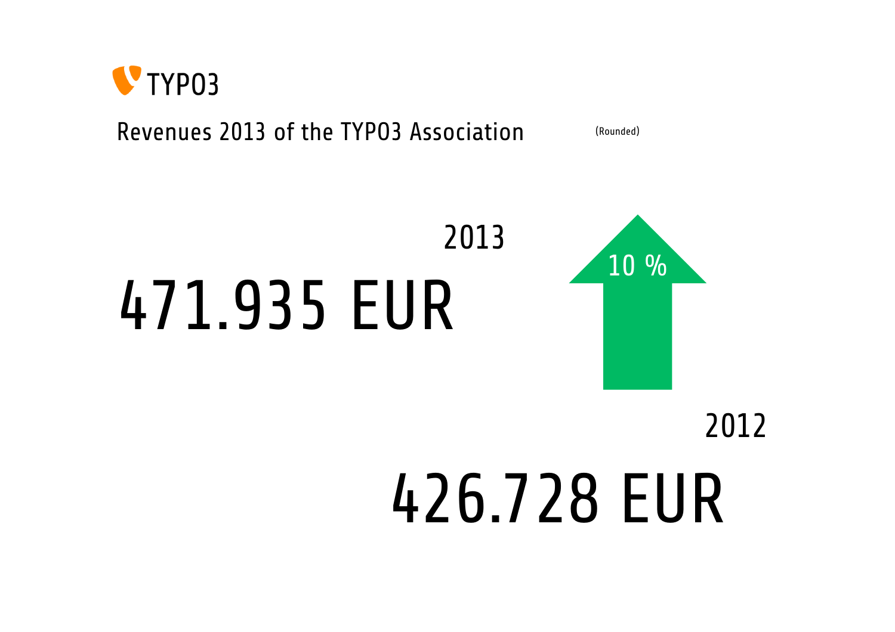TYPO3

## Revenues 2013 of the TYPO3 Association

(Rounded)

2013

# 471.935 EUR

10 %

2012

# 426.728 EUR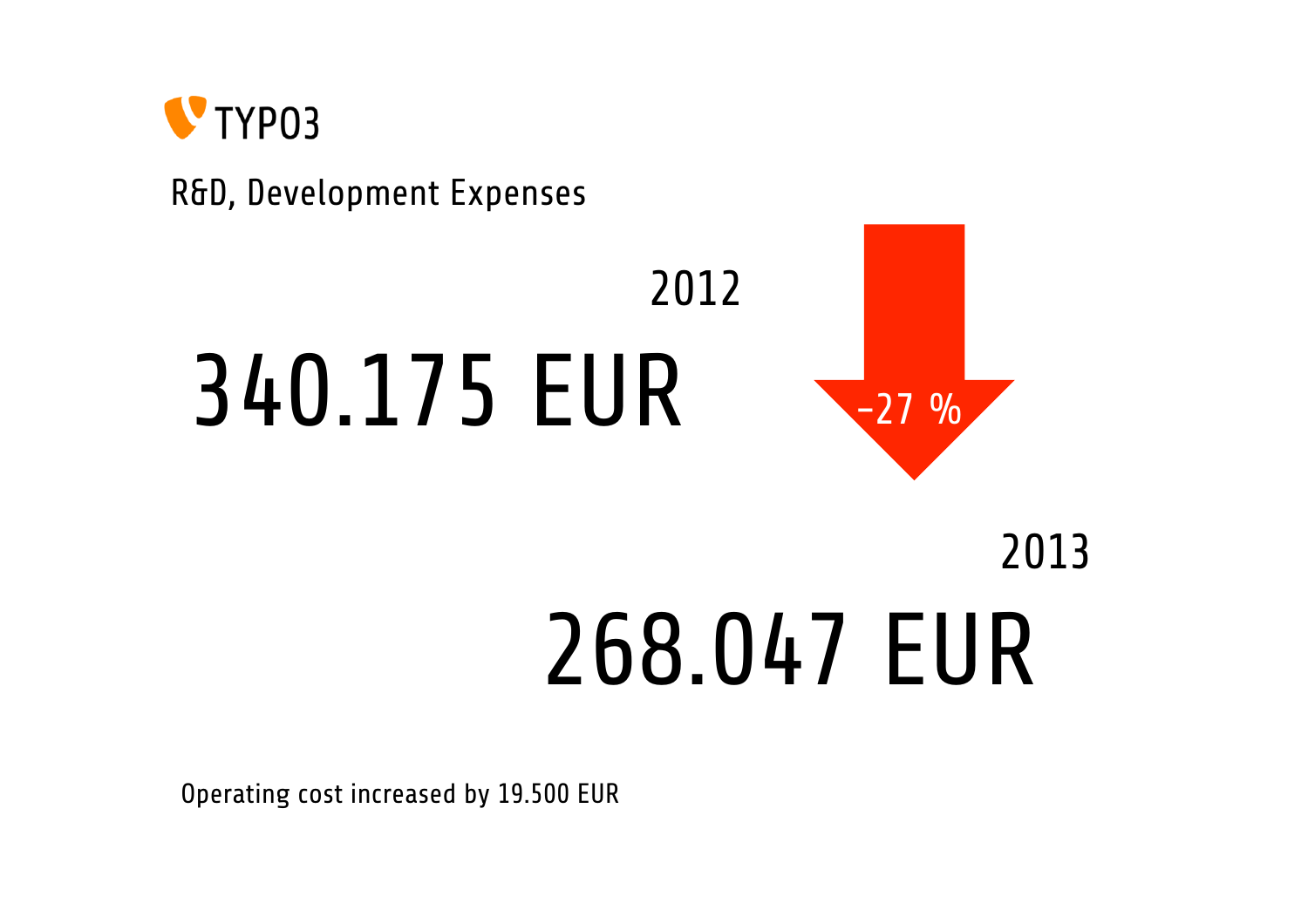TYPO3

## R&D, Development Expenses

2012

# 340.175 EUR

-27 %

2013

# 268.047 EUR

Operating cost increased by 19.500 EUR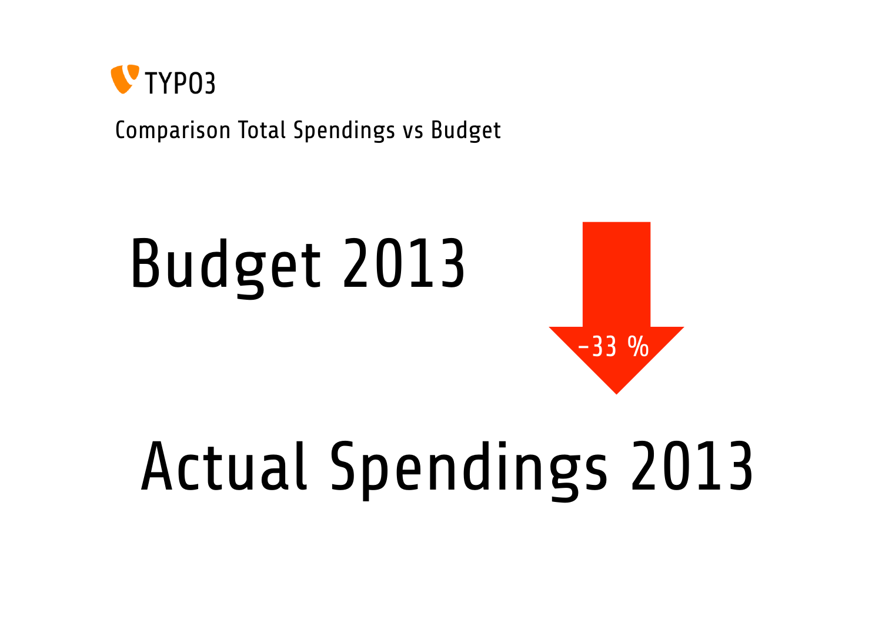TYPO3

## Comparison Total Spendings vs Budget

# Budget 2013

-33 %

# Actual Spendings 2013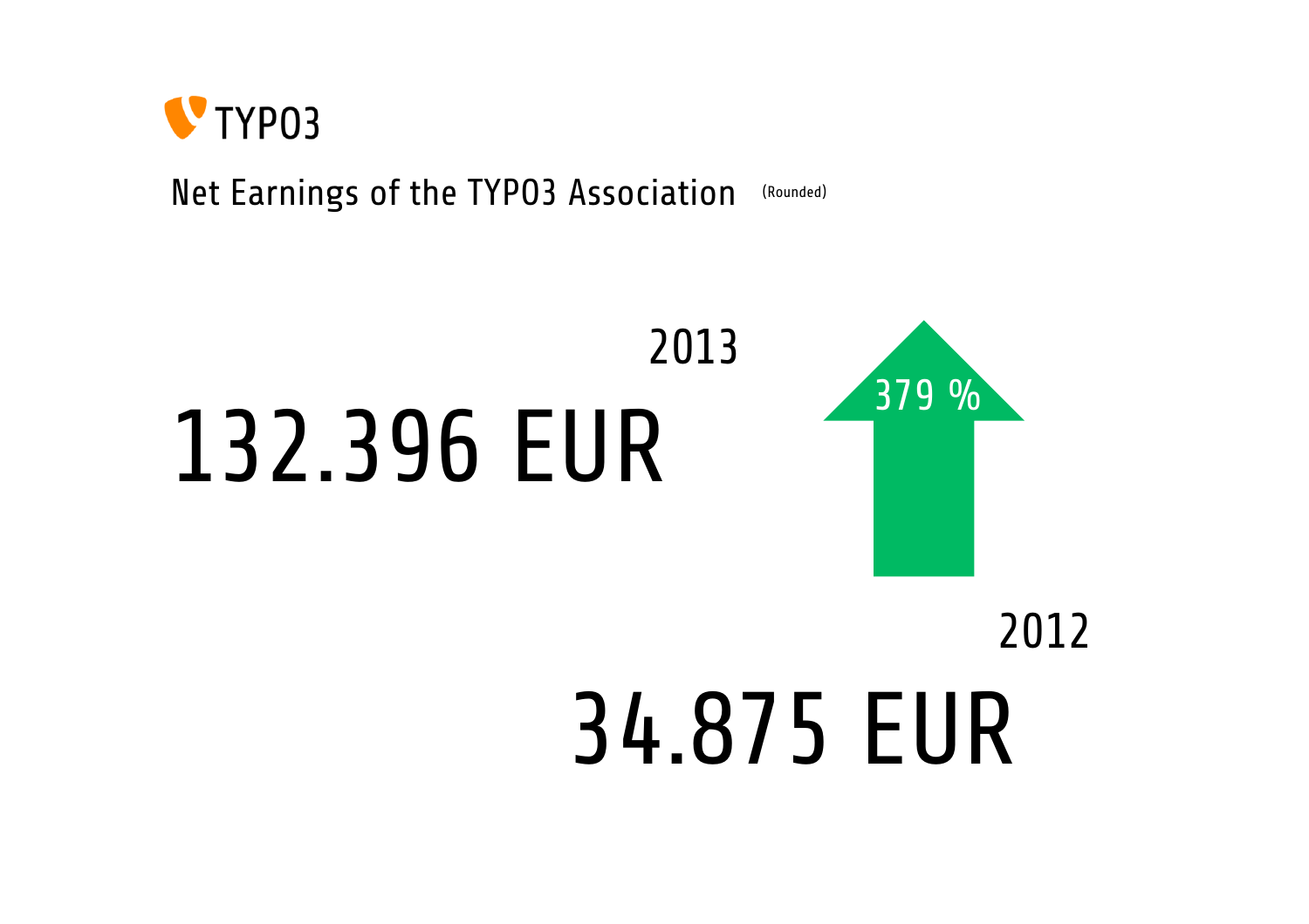TYPO3

## Net Earnings of the TYPO3 Association (Rounded)

2013

# 132.396 EUR

379 %

2012

# 34.875 EUR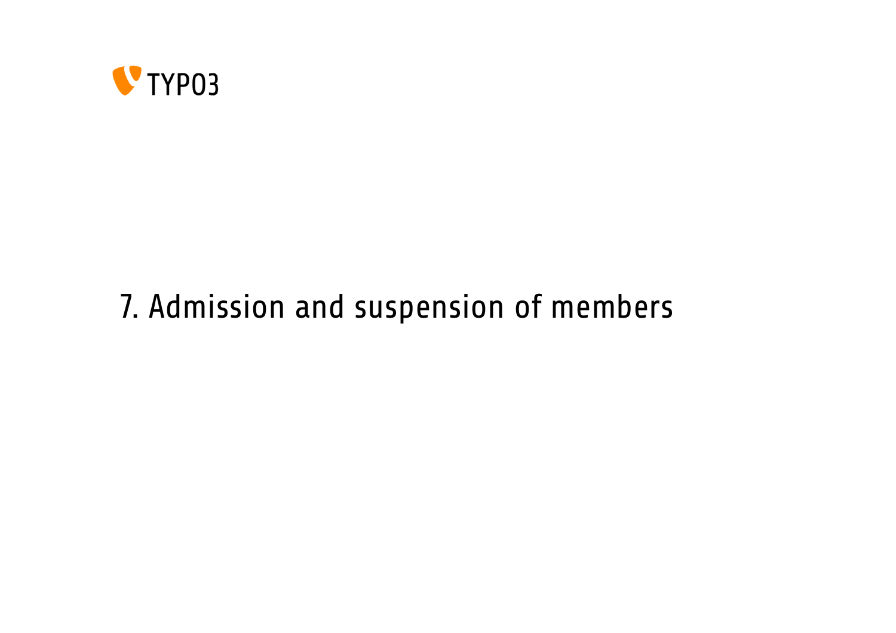# 7. Admission and suspension of members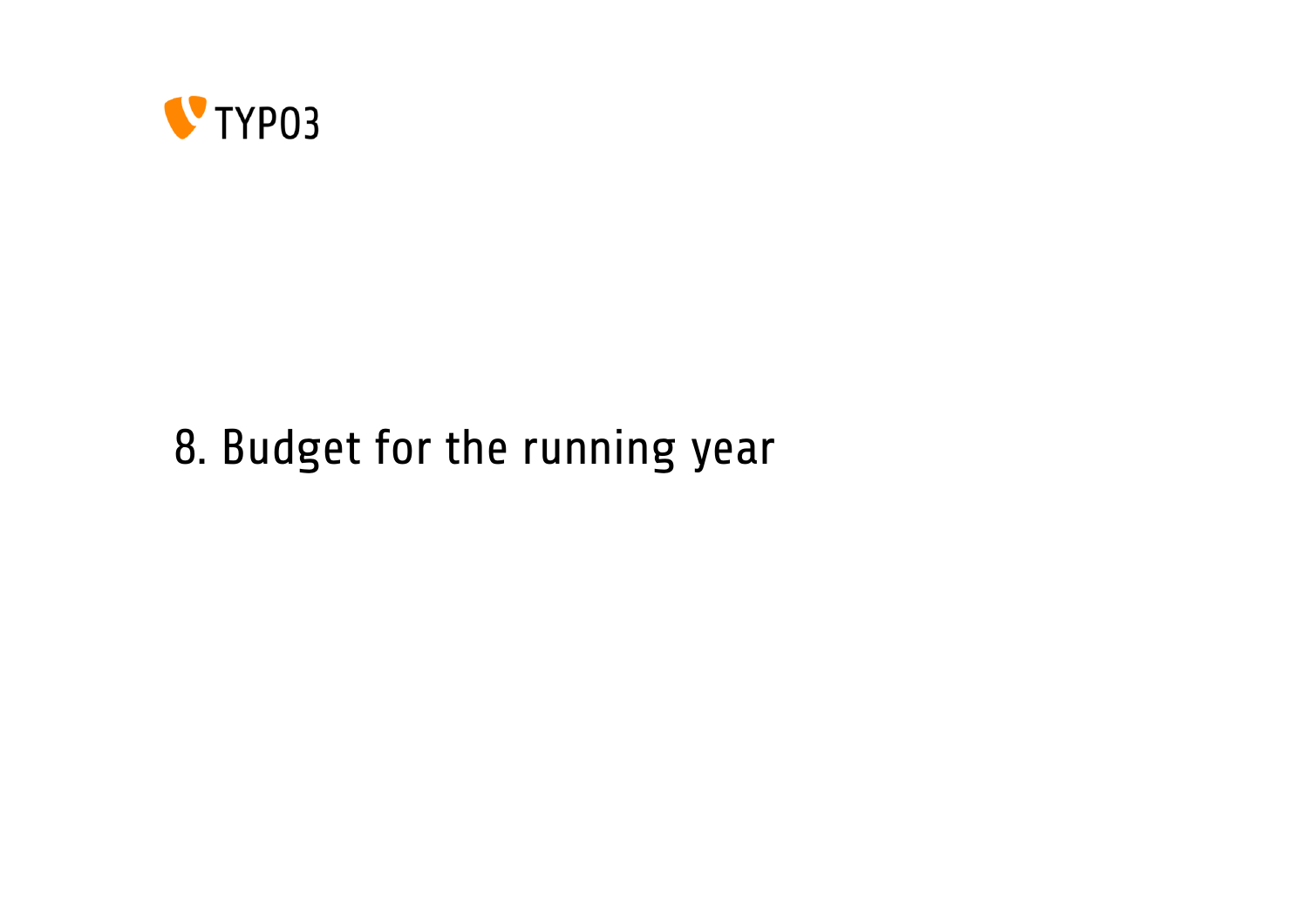# 8. Budget for the running year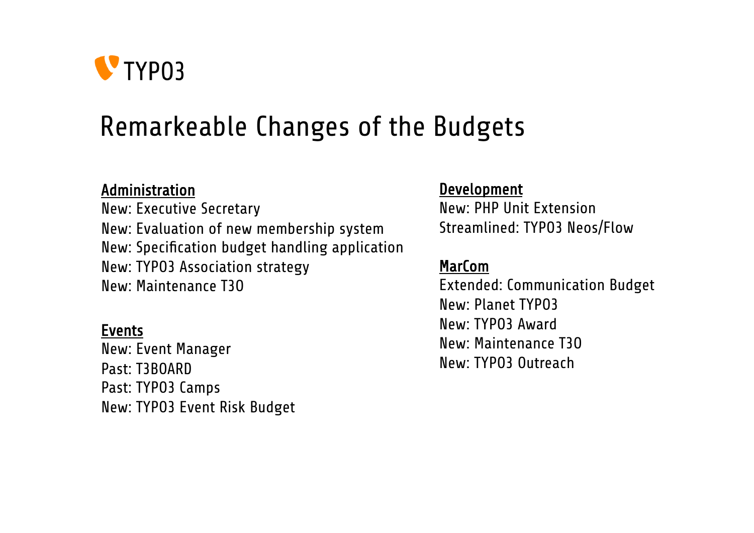# Remarkeable Changes of the Budgets

**Administration**

New: Executive Secretary
New: Evaluation of new membership system
New: Specification budget handling application
New: TYPO3 Association strategy
New: Maintenance T3O

**Events**

New: Event Manager
Past: T3BOARD
Past: TYPO3 Camps
New: TYPO3 Event Risk Budget

**Development**

New: PHP Unit Extension
Streamlined: TYPO3 Neos/Flow

**MarCom**

Extended: Communication Budget
New: Planet TYPO3
New: TYPO3 Award
New: Maintenance T3O
New: TYPO3 Outreach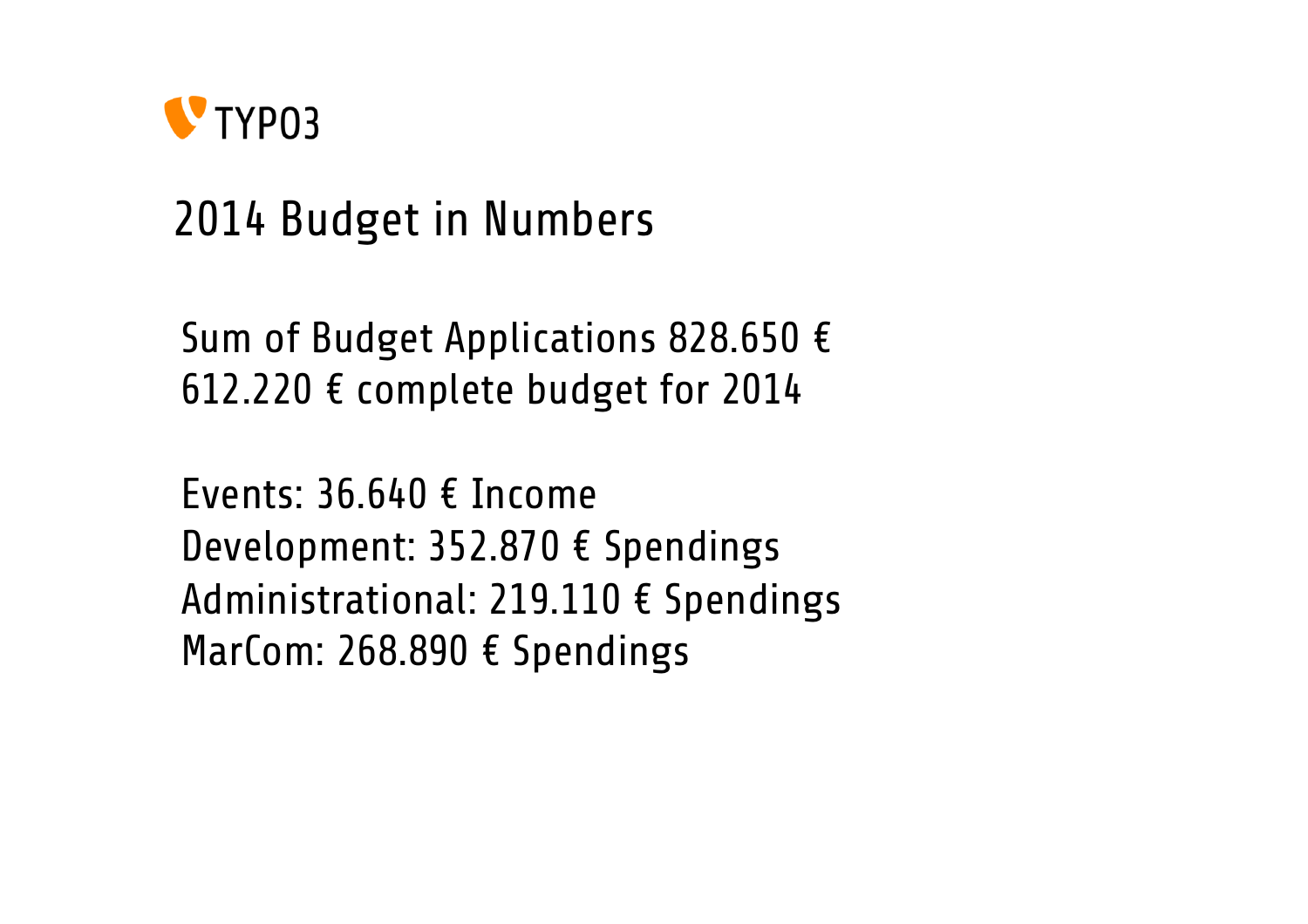TYPO3

# 2014 Budget in Numbers

Sum of Budget Applications 828.650 €
612.220 € complete budget for 2014

Events: 36.640 € Income
Development: 352.870 € Spendings
Administrational: 219.110 € Spendings
MarCom: 268.890 € Spendings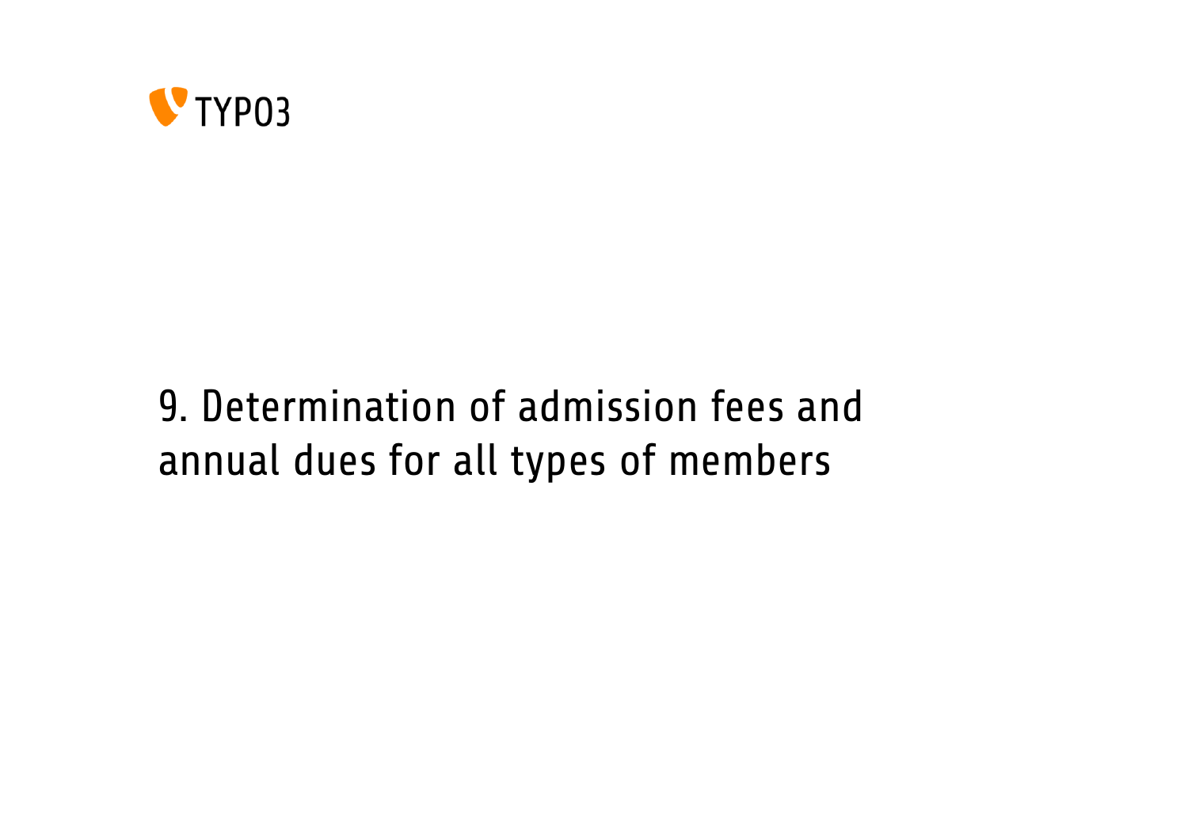# 9. Determination of admission fees and annual dues for all types of members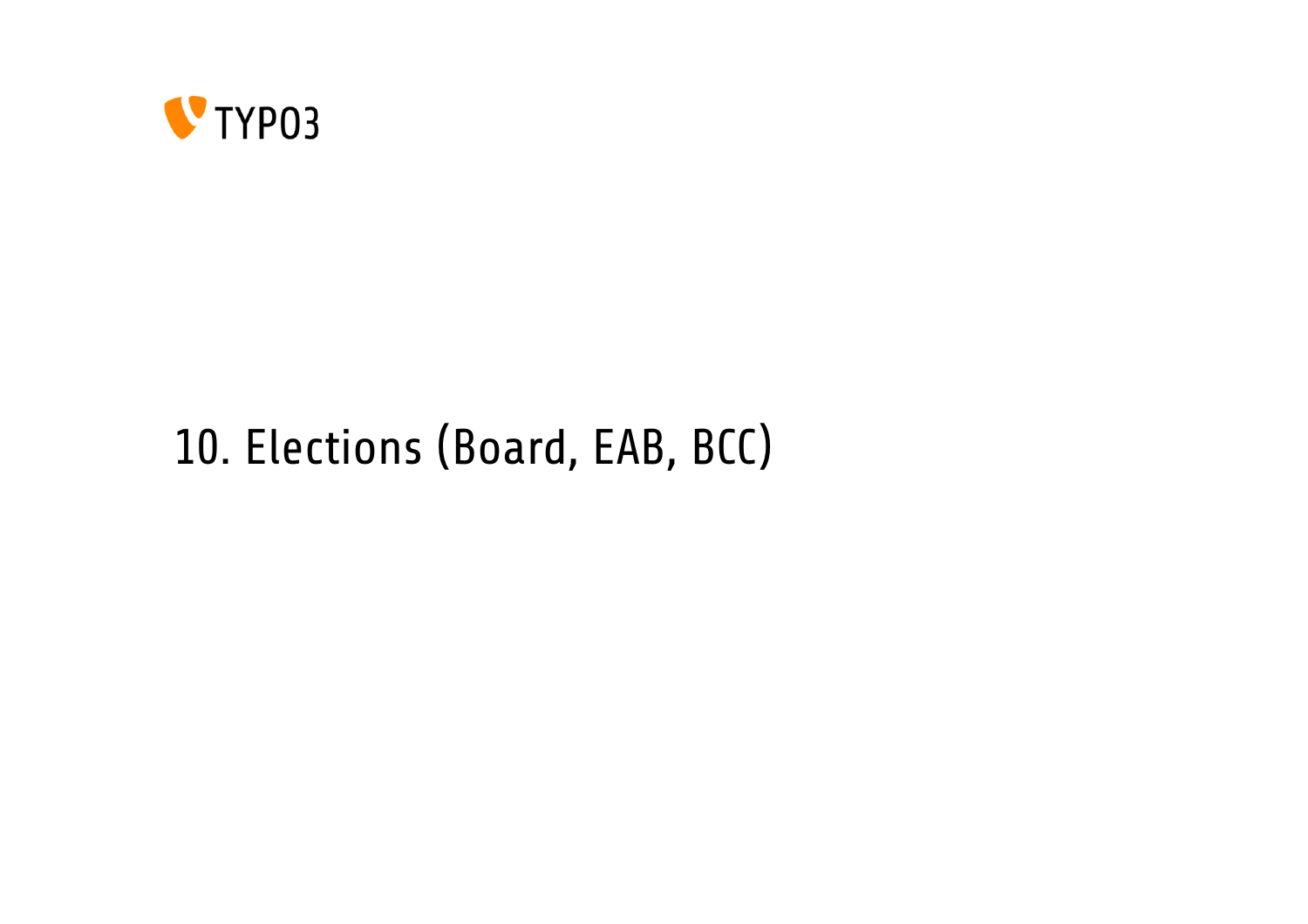# 10. Elections (Board, EAB, BCC)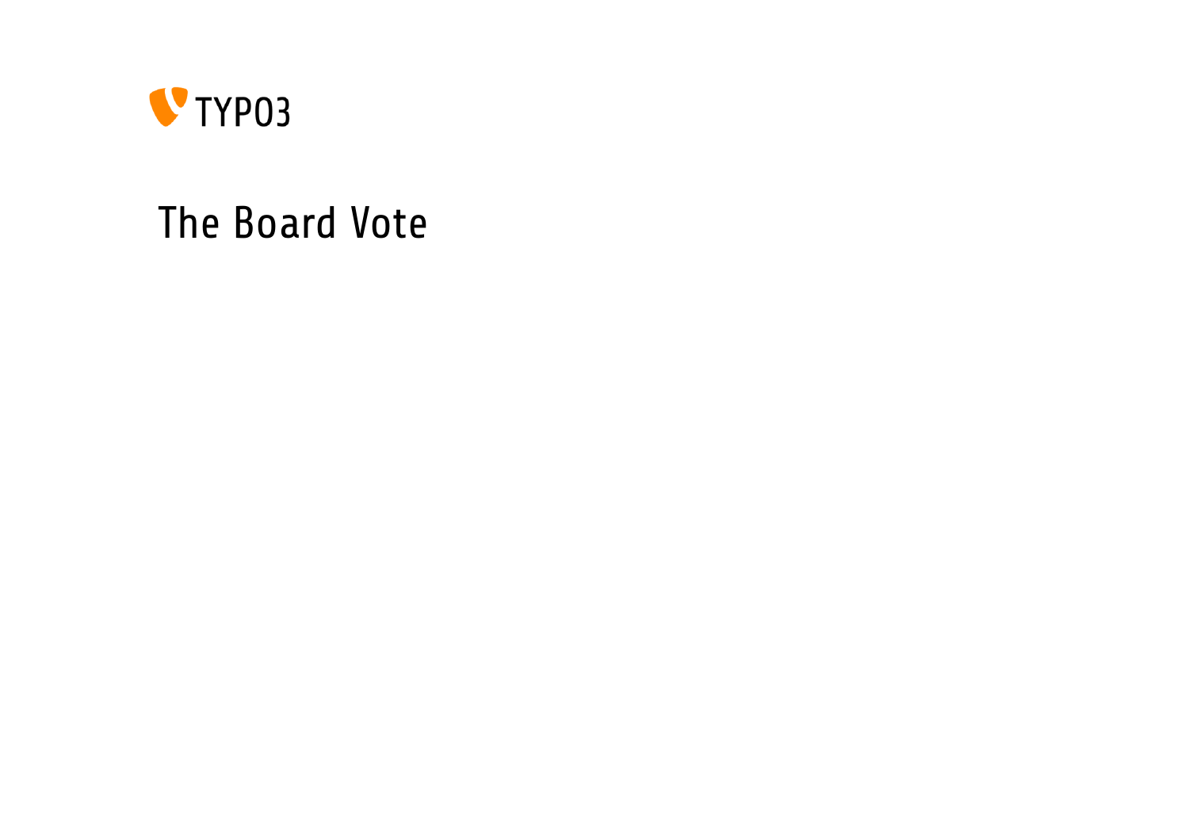TYPO3

# The Board Vote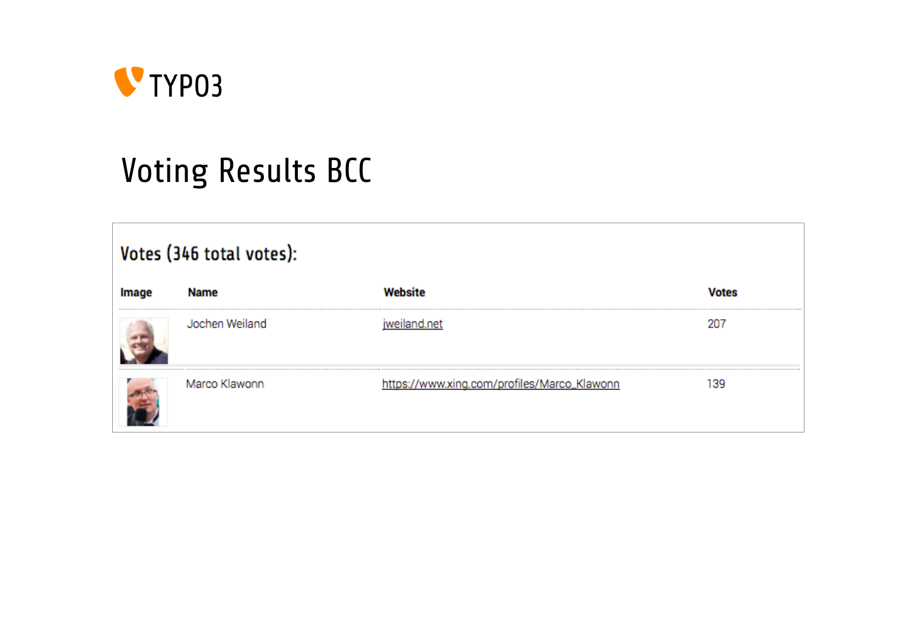# Voting Results BCC

## Votes (346 total votes):

| Image | Name | Website | Votes |
| --- | --- | --- | --- |
| | Jochen Weiland | jweiland.net | 207 |
| | Marco Klawonn | https://www.xing.com/profiles/Marco_Klawonn | 139 |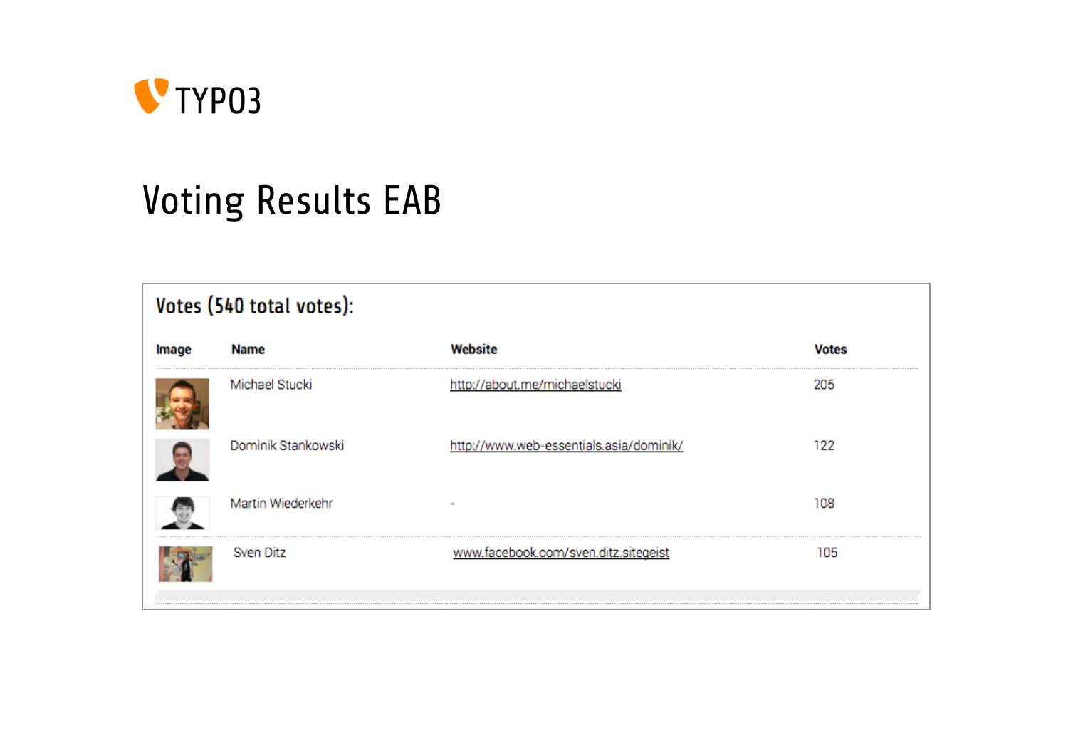# Voting Results EAB

**Votes (540 total votes):**

| Image | Name | Website | Votes |
|---|---|---|---|
| | Michael Stucki | http://about.me/michaelstucki | 205 |
| | Dominik Stankowski | http://www.web-essentials.asia/dominik/ | 122 |
| | Martin Wiederkehr | - | 108 |
| | Sven Ditz | www.facebook.com/sven.ditz.sitegeist | 105 |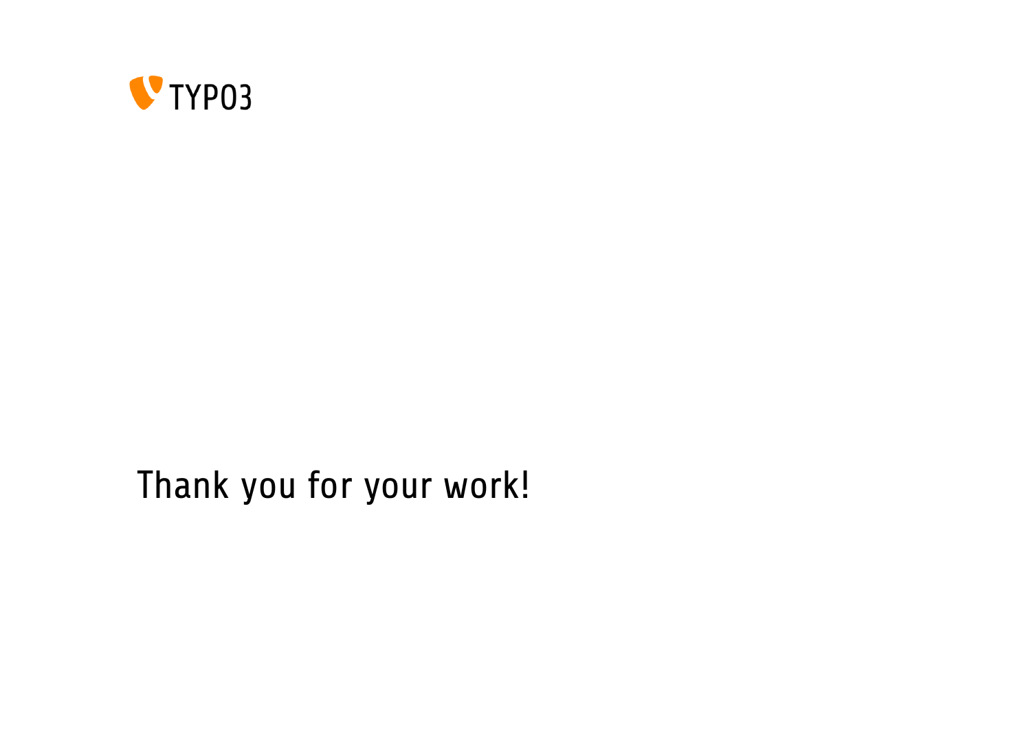TYPO3

Thank you for your work!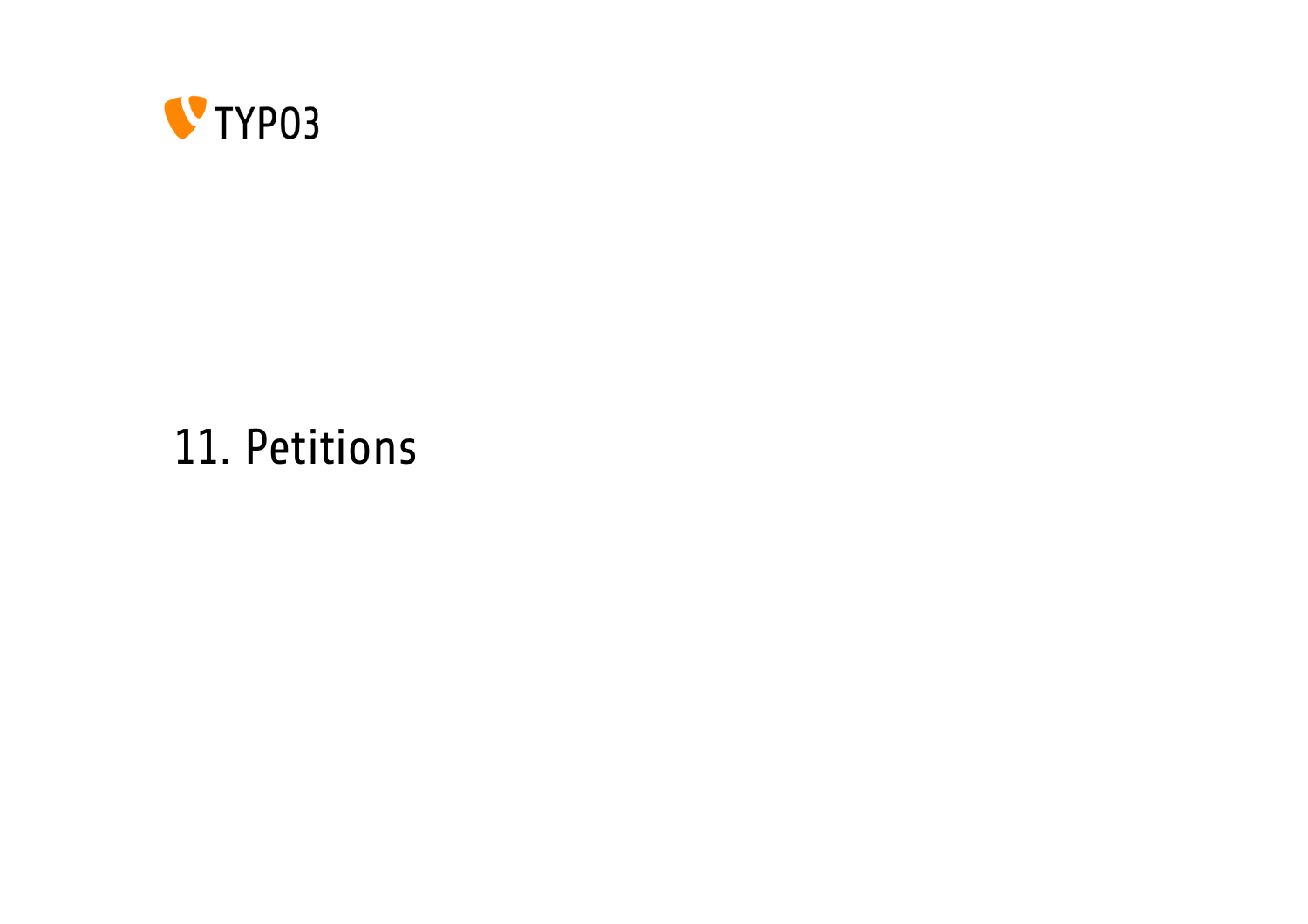# 11. Petitions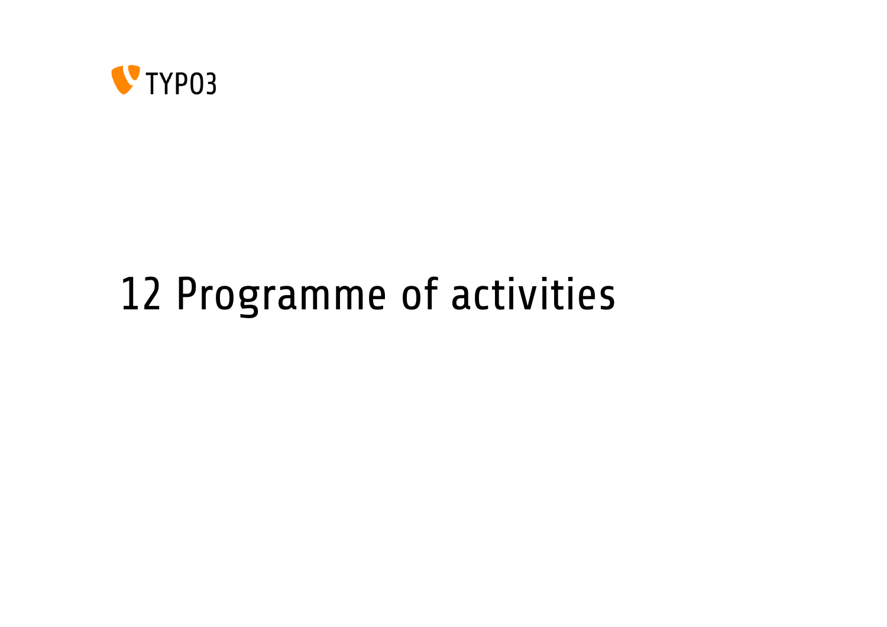# 12 Programme of activities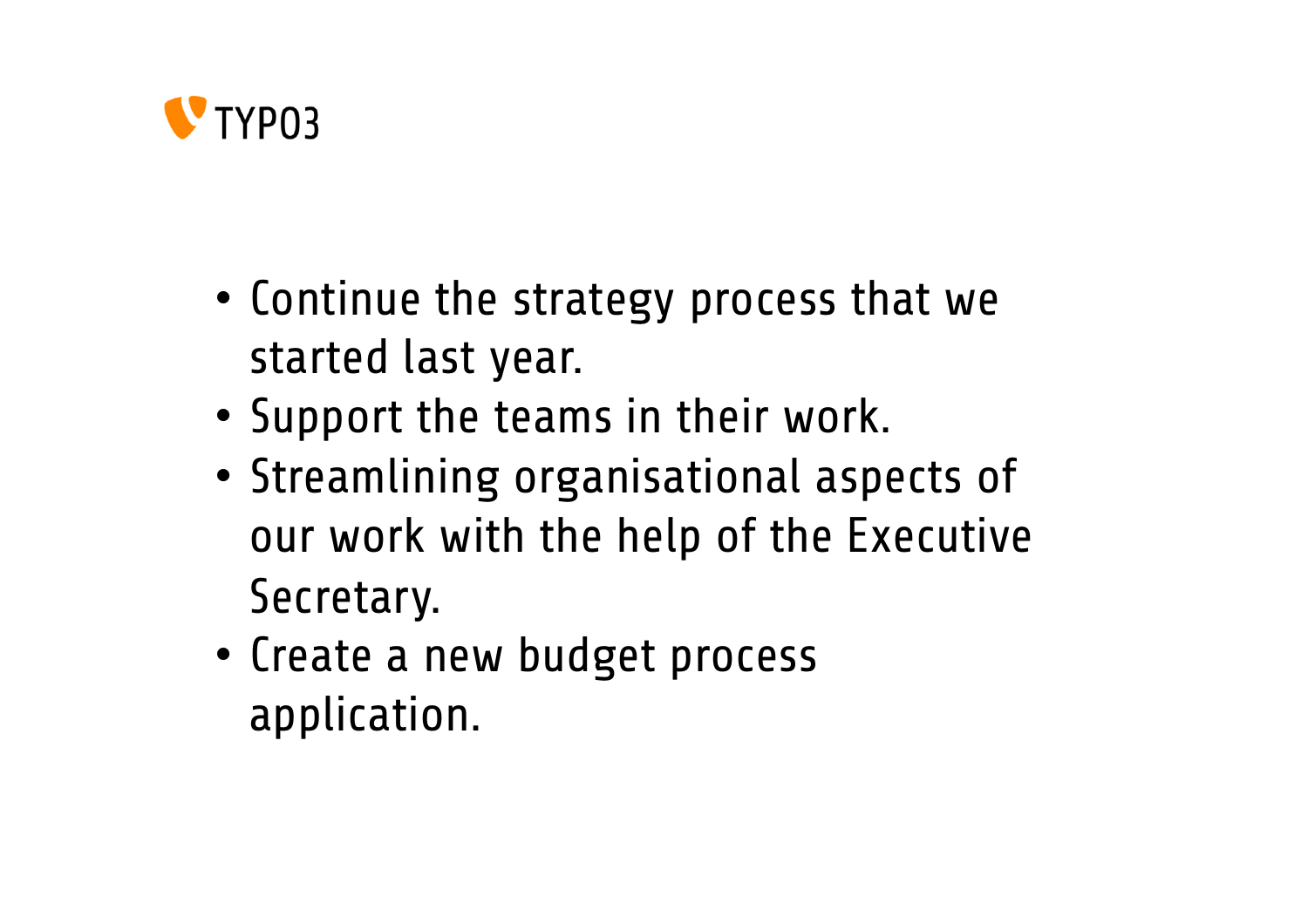- Continue the strategy process that we started last year.
- Support the teams in their work.
- Streamlining organisational aspects of our work with the help of the Executive Secretary.
- Create a new budget process application.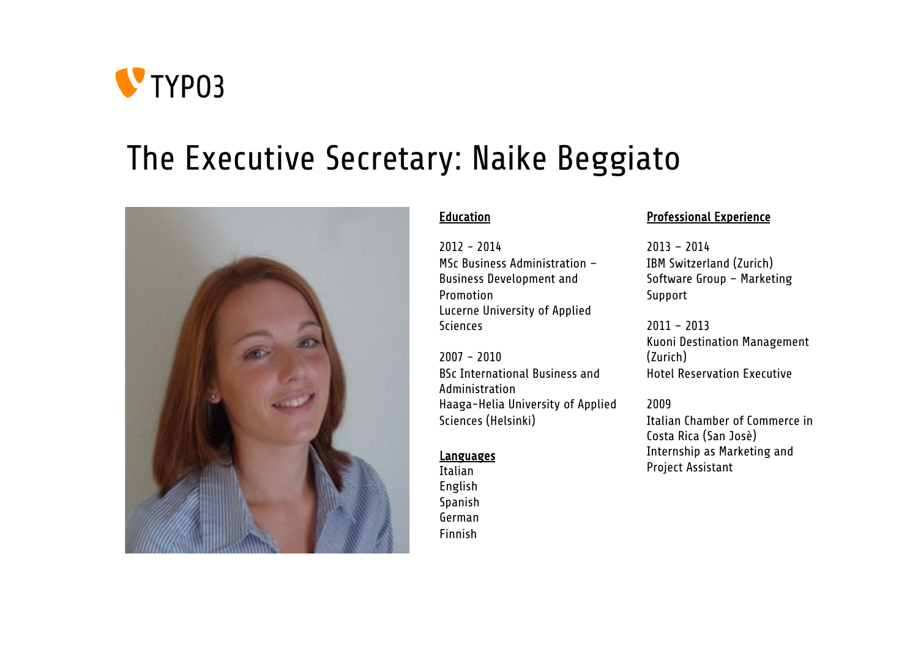TYPO3

# The Executive Secretary: Naike Beggiato

## Education

2012 - 2014
MSc Business Administration – Business Development and Promotion
Lucerne University of Applied Sciences

2007 - 2010
BSc International Business and Administration
Haaga-Helia University of Applied Sciences (Helsinki)

## Languages

Italian
English
Spanish
German
Finnish

## Professional Experience

2013 – 2014
IBM Switzerland (Zurich)
Software Group – Marketing Support

2011 – 2013
Kuoni Destination Management (Zurich)
Hotel Reservation Executive

2009
Italian Chamber of Commerce in Costa Rica (San Josè)
Internship as Marketing and Project Assistant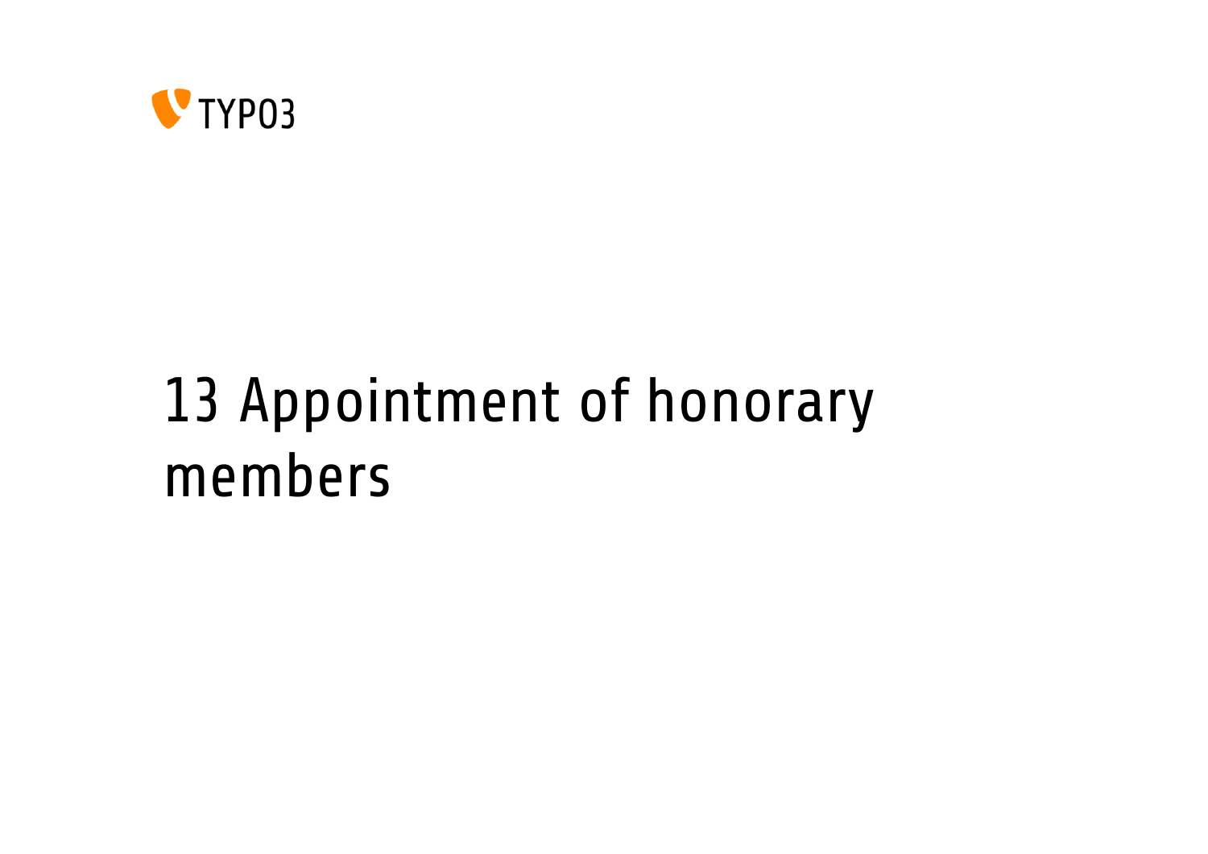# 13 Appointment of honorary members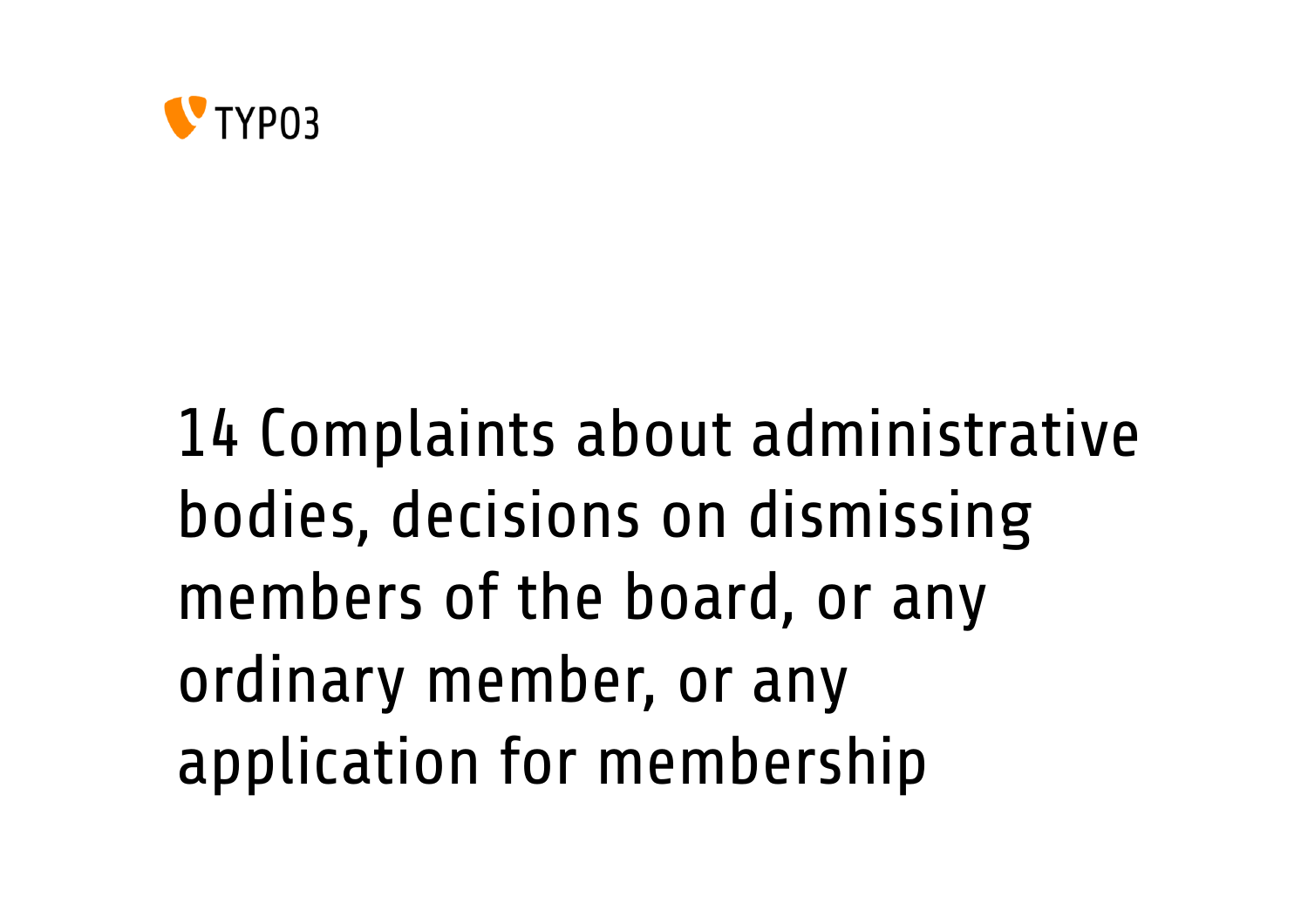# 14 Complaints about administrative bodies, decisions on dismissing members of the board, or any ordinary member, or any application for membership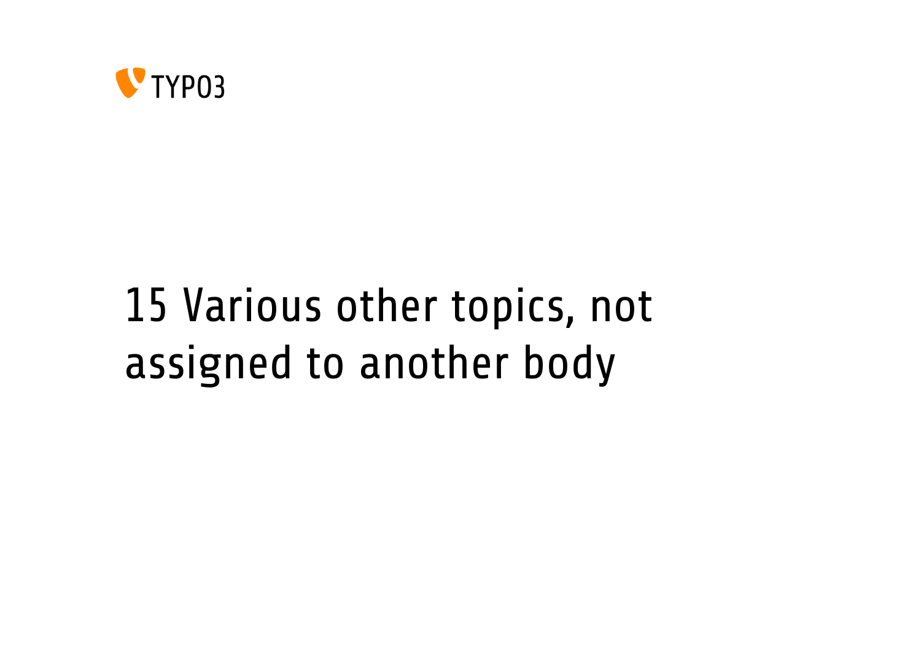# 15 Various other topics, not assigned to another body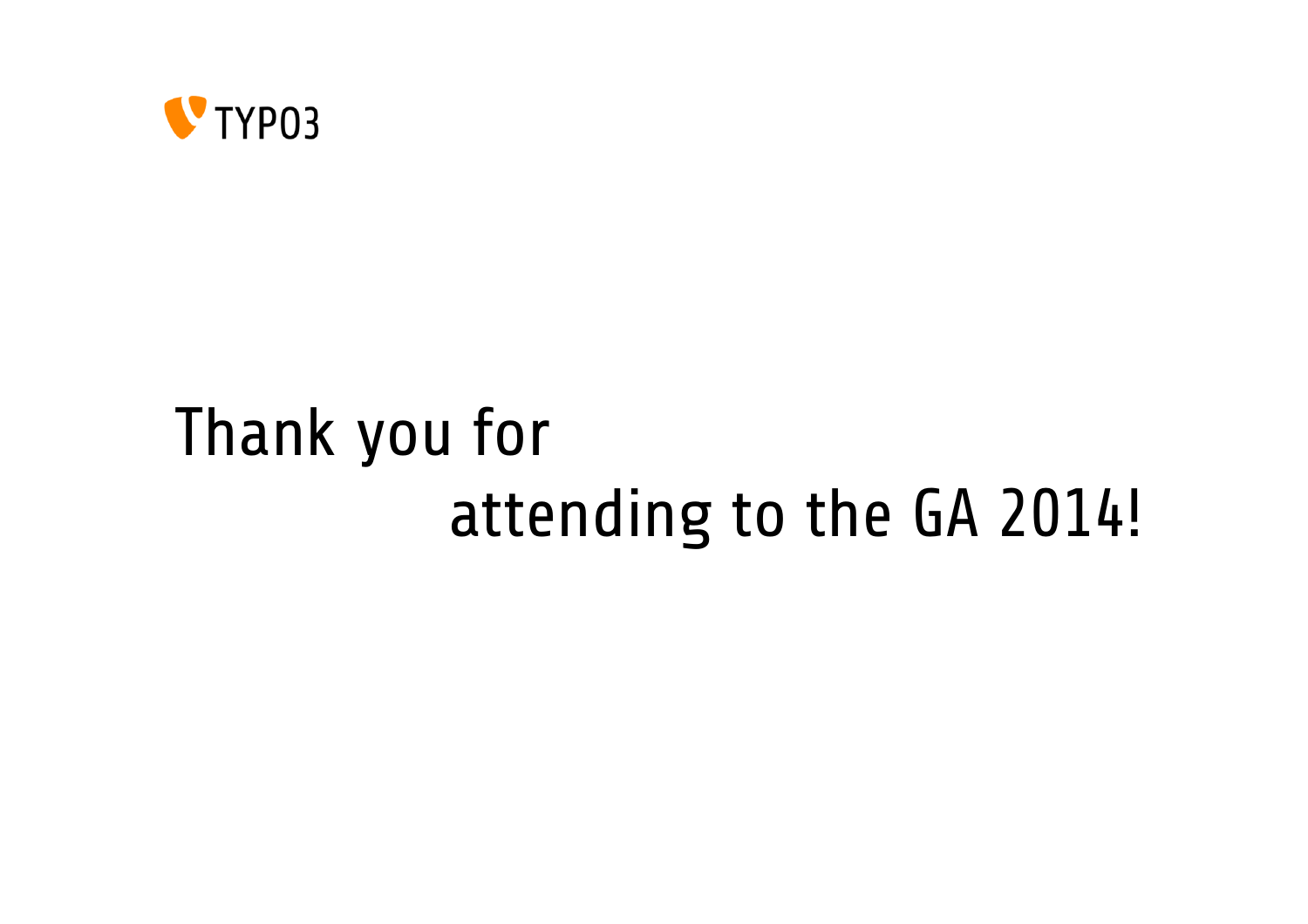TYPO3

Thank you for

attending to the GA 2014!